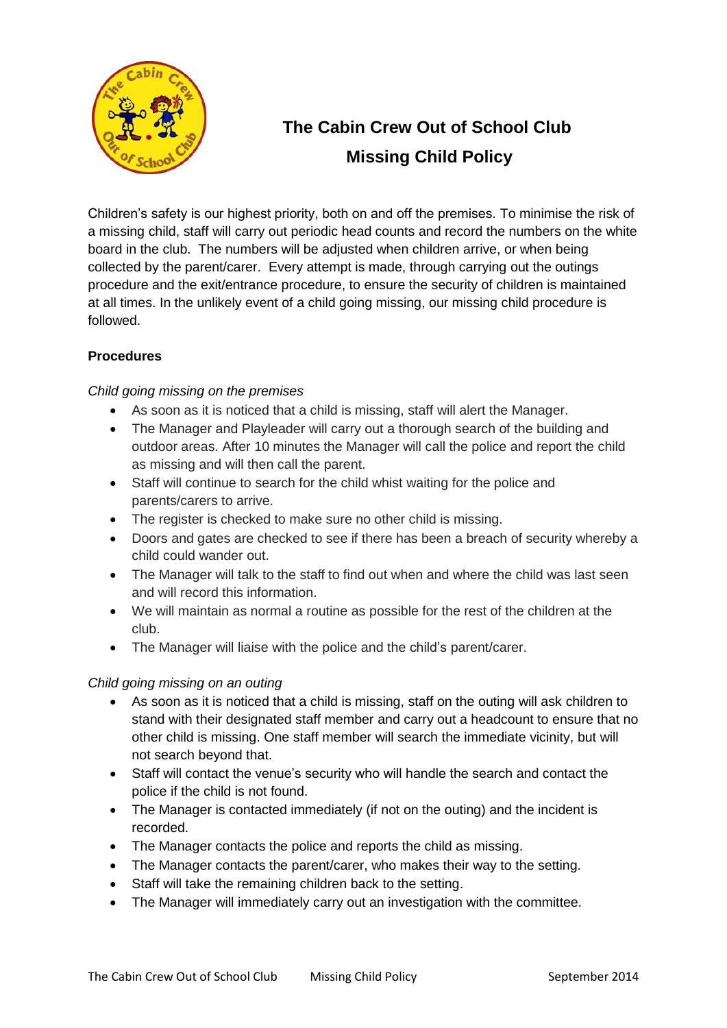# The Cabin Crew Out of School Club
## Missing Child Policy

Children's safety is our highest priority, both on and off the premises. To minimise the risk of a missing child, staff will carry out periodic head counts and record the numbers on the white board in the club. The numbers will be adjusted when children arrive, or when being collected by the parent/carer. Every attempt is made, through carrying out the outings procedure and the exit/entrance procedure, to ensure the security of children is maintained at all times. In the unlikely event of a child going missing, our missing child procedure is followed.

**Procedures**

*Child going missing on the premises*

- As soon as it is noticed that a child is missing, staff will alert the Manager.
- The Manager and Playleader will carry out a thorough search of the building and outdoor areas. After 10 minutes the Manager will call the police and report the child as missing and will then call the parent.
- Staff will continue to search for the child whist waiting for the police and parents/carers to arrive.
- The register is checked to make sure no other child is missing.
- Doors and gates are checked to see if there has been a breach of security whereby a child could wander out.
- The Manager will talk to the staff to find out when and where the child was last seen and will record this information.
- We will maintain as normal a routine as possible for the rest of the children at the club.
- The Manager will liaise with the police and the child's parent/carer.

*Child going missing on an outing*

- As soon as it is noticed that a child is missing, staff on the outing will ask children to stand with their designated staff member and carry out a headcount to ensure that no other child is missing. One staff member will search the immediate vicinity, but will not search beyond that.
- Staff will contact the venue's security who will handle the search and contact the police if the child is not found.
- The Manager is contacted immediately (if not on the outing) and the incident is recorded.
- The Manager contacts the police and reports the child as missing.
- The Manager contacts the parent/carer, who makes their way to the setting.
- Staff will take the remaining children back to the setting.
- The Manager will immediately carry out an investigation with the committee.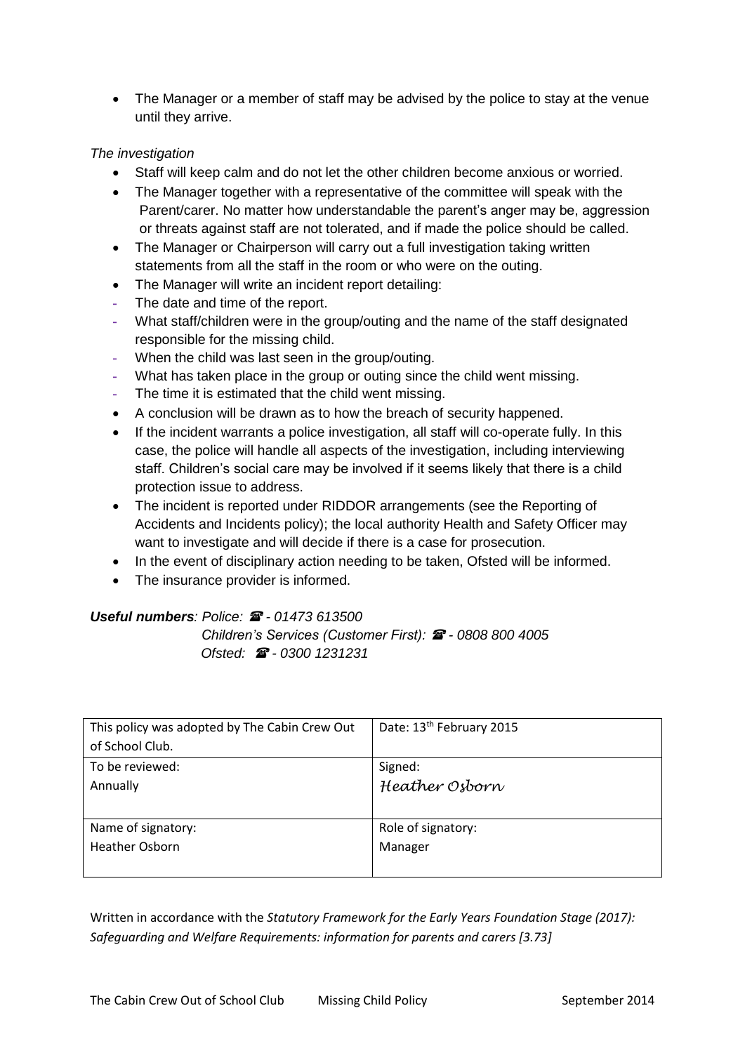- The Manager or a member of staff may be advised by the police to stay at the venue until they arrive.

*The investigation*

- Staff will keep calm and do not let the other children become anxious or worried.
- The Manager together with a representative of the committee will speak with the Parent/carer. No matter how understandable the parent's anger may be, aggression or threats against staff are not tolerated, and if made the police should be called.
- The Manager or Chairperson will carry out a full investigation taking written statements from all the staff in the room or who were on the outing.
- The Manager will write an incident report detailing:
  - The date and time of the report.
  - What staff/children were in the group/outing and the name of the staff designated responsible for the missing child.
  - When the child was last seen in the group/outing.
  - What has taken place in the group or outing since the child went missing.
  - The time it is estimated that the child went missing.
- A conclusion will be drawn as to how the breach of security happened.
- If the incident warrants a police investigation, all staff will co-operate fully. In this case, the police will handle all aspects of the investigation, including interviewing staff. Children's social care may be involved if it seems likely that there is a child protection issue to address.
- The incident is reported under RIDDOR arrangements (see the Reporting of Accidents and Incidents policy); the local authority Health and Safety Officer may want to investigate and will decide if there is a case for prosecution.
- In the event of disciplinary action needing to be taken, Ofsted will be informed.
- The insurance provider is informed.

***Useful numbers**: Police: ☎ - 01473 613500*
*Children's Services (Customer First): ☎ - 0808 800 4005*
*Ofsted: ☎ - 0300 1231231*

| | |
|---|---|
| This policy was adopted by The Cabin Crew Out of School Club. | Date: 13th February 2015 |
| To be reviewed: Annually | Signed: *Heather Osborn* |
| Name of signatory: Heather Osborn | Role of signatory: Manager |

Written in accordance with the *Statutory Framework for the Early Years Foundation Stage (2017): Safeguarding and Welfare Requirements: information for parents and carers [3.73]*